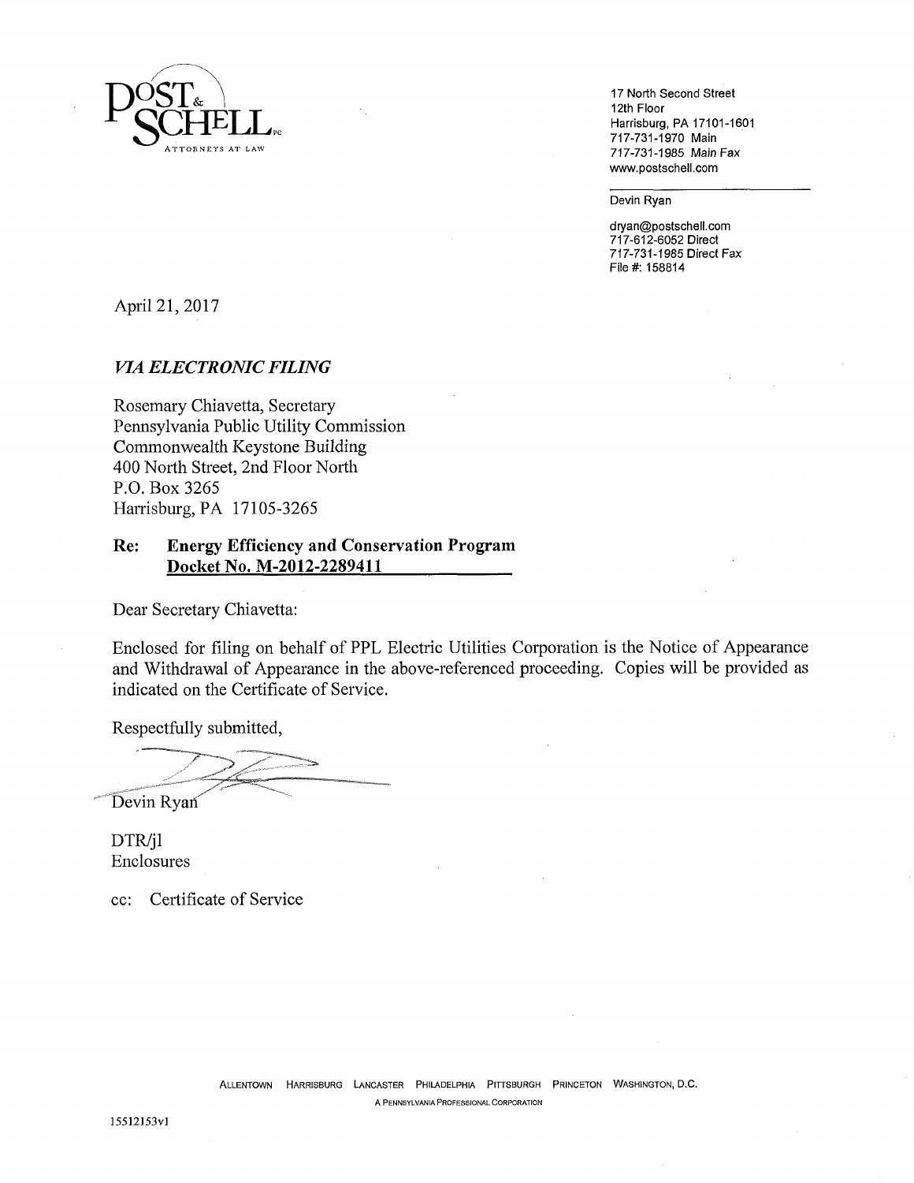POST & SCHELL PC
ATTORNEYS AT LAW

17 North Second Street
12th Floor
Harrisburg, PA 17101-1601
717-731-1970 Main
717-731-1985 Main Fax
www.postschell.com

Devin Ryan

dryan@postschell.com
717-612-6052 Direct
717-731-1985 Direct Fax
File #: 158814

April 21, 2017

***VIA ELECTRONIC FILING***

Rosemary Chiavetta, Secretary
Pennsylvania Public Utility Commission
Commonwealth Keystone Building
400 North Street, 2nd Floor North
P.O. Box 3265
Harrisburg, PA 17105-3265

**Re: Energy Efficiency and Conservation Program**
**<u>Docket No. M-2012-2289411</u>**

Dear Secretary Chiavetta:

Enclosed for filing on behalf of PPL Electric Utilities Corporation is the Notice of Appearance and Withdrawal of Appearance in the above-referenced proceeding. Copies will be provided as indicated on the Certificate of Service.

Respectfully submitted,

Devin Ryan

DTR/jl
Enclosures

cc: Certificate of Service

ALLENTOWN HARRISBURG LANCASTER PHILADELPHIA PITTSBURGH PRINCETON WASHINGTON, D.C.
A PENNSYLVANIA PROFESSIONAL CORPORATION

15512153v1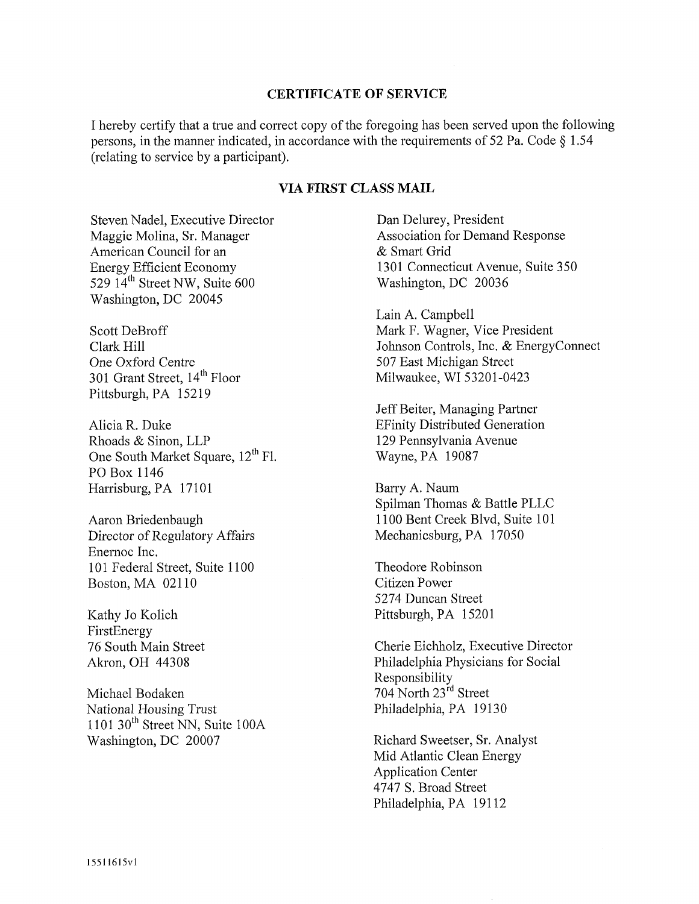## CERTIFICATE OF SERVICE

I hereby certify that a true and correct copy of the foregoing has been served upon the following persons, in the manner indicated, in accordance with the requirements of 52 Pa. Code § 1.54 (relating to service by a participant).

### VIA FIRST CLASS MAIL

Steven Nadel, Executive Director
Maggie Molina, Sr. Manager
American Council for an
Energy Efficient Economy
529 14th Street NW, Suite 600
Washington, DC 20045

Scott DeBroff
Clark Hill
One Oxford Centre
301 Grant Street, 14th Floor
Pittsburgh, PA 15219

Alicia R. Duke
Rhoads & Sinon, LLP
One South Market Square, 12th Fl.
PO Box 1146
Harrisburg, PA 17101

Aaron Briedenbaugh
Director of Regulatory Affairs
Enernoc Inc.
101 Federal Street, Suite 1100
Boston, MA 02110

Kathy Jo Kolich
FirstEnergy
76 South Main Street
Akron, OH 44308

Michael Bodaken
National Housing Trust
1101 30th Street NN, Suite 100A
Washington, DC 20007

Dan Delurey, President
Association for Demand Response
& Smart Grid
1301 Connecticut Avenue, Suite 350
Washington, DC 20036

Lain A. Campbell
Mark F. Wagner, Vice President
Johnson Controls, Inc. & EnergyConnect
507 East Michigan Street
Milwaukee, WI 53201-0423

Jeff Beiter, Managing Partner
EFinity Distributed Generation
129 Pennsylvania Avenue
Wayne, PA 19087

Barry A. Naum
Spilman Thomas & Battle PLLC
1100 Bent Creek Blvd, Suite 101
Mechanicsburg, PA 17050

Theodore Robinson
Citizen Power
5274 Duncan Street
Pittsburgh, PA 15201

Cherie Eichholz, Executive Director
Philadelphia Physicians for Social
Responsibility
704 North 23rd Street
Philadelphia, PA 19130

Richard Sweetser, Sr. Analyst
Mid Atlantic Clean Energy
Application Center
4747 S. Broad Street
Philadelphia, PA 19112

15511615v1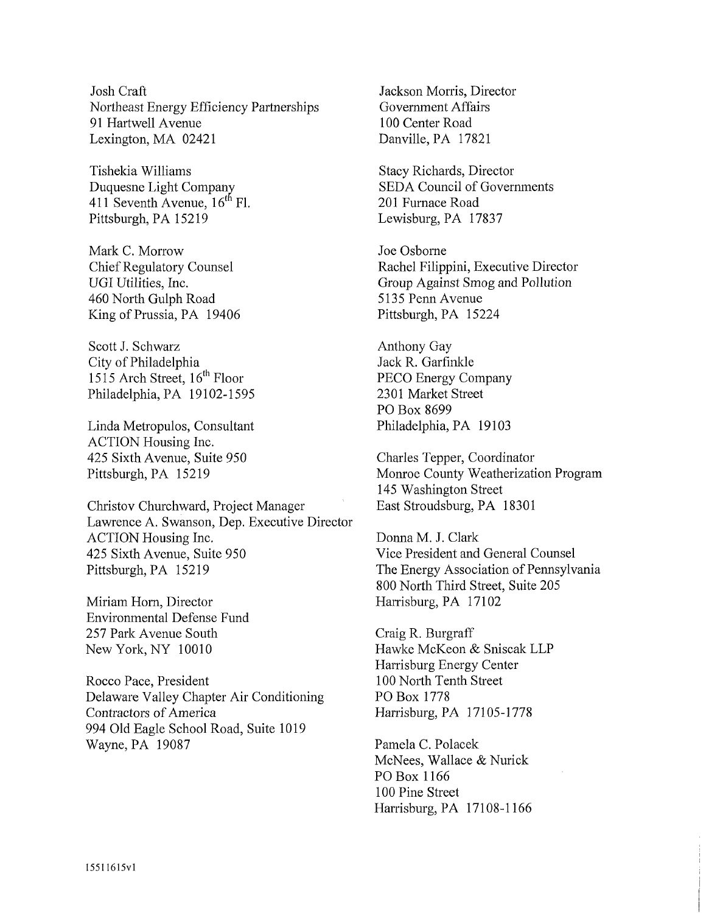Josh Craft
Northeast Energy Efficiency Partnerships
91 Hartwell Avenue
Lexington, MA 02421

Tishekia Williams
Duquesne Light Company
411 Seventh Avenue, 16th Fl.
Pittsburgh, PA 15219

Mark C. Morrow
Chief Regulatory Counsel
UGI Utilities, Inc.
460 North Gulph Road
King of Prussia, PA 19406

Scott J. Schwarz
City of Philadelphia
1515 Arch Street, 16th Floor
Philadelphia, PA 19102-1595

Linda Metropulos, Consultant
ACTION Housing Inc.
425 Sixth Avenue, Suite 950
Pittsburgh, PA 15219

Christov Churchward, Project Manager
Lawrence A. Swanson, Dep. Executive Director
ACTION Housing Inc.
425 Sixth Avenue, Suite 950
Pittsburgh, PA 15219

Miriam Horn, Director
Environmental Defense Fund
257 Park Avenue South
New York, NY 10010

Rocco Pace, President
Delaware Valley Chapter Air Conditioning
Contractors of America
994 Old Eagle School Road, Suite 1019
Wayne, PA 19087

Jackson Morris, Director
Government Affairs
100 Center Road
Danville, PA 17821

Stacy Richards, Director
SEDA Council of Governments
201 Furnace Road
Lewisburg, PA 17837

Joe Osborne
Rachel Filippini, Executive Director
Group Against Smog and Pollution
5135 Penn Avenue
Pittsburgh, PA 15224

Anthony Gay
Jack R. Garfinkle
PECO Energy Company
2301 Market Street
PO Box 8699
Philadelphia, PA 19103

Charles Tepper, Coordinator
Monroe County Weatherization Program
145 Washington Street
East Stroudsburg, PA 18301

Donna M. J. Clark
Vice President and General Counsel
The Energy Association of Pennsylvania
800 North Third Street, Suite 205
Harrisburg, PA 17102

Craig R. Burgraff
Hawke McKeon & Sniscak LLP
Harrisburg Energy Center
100 North Tenth Street
PO Box 1778
Harrisburg, PA 17105-1778

Pamela C. Polacek
McNees, Wallace & Nurick
PO Box 1166
100 Pine Street
Harrisburg, PA 17108-1166

15511615v1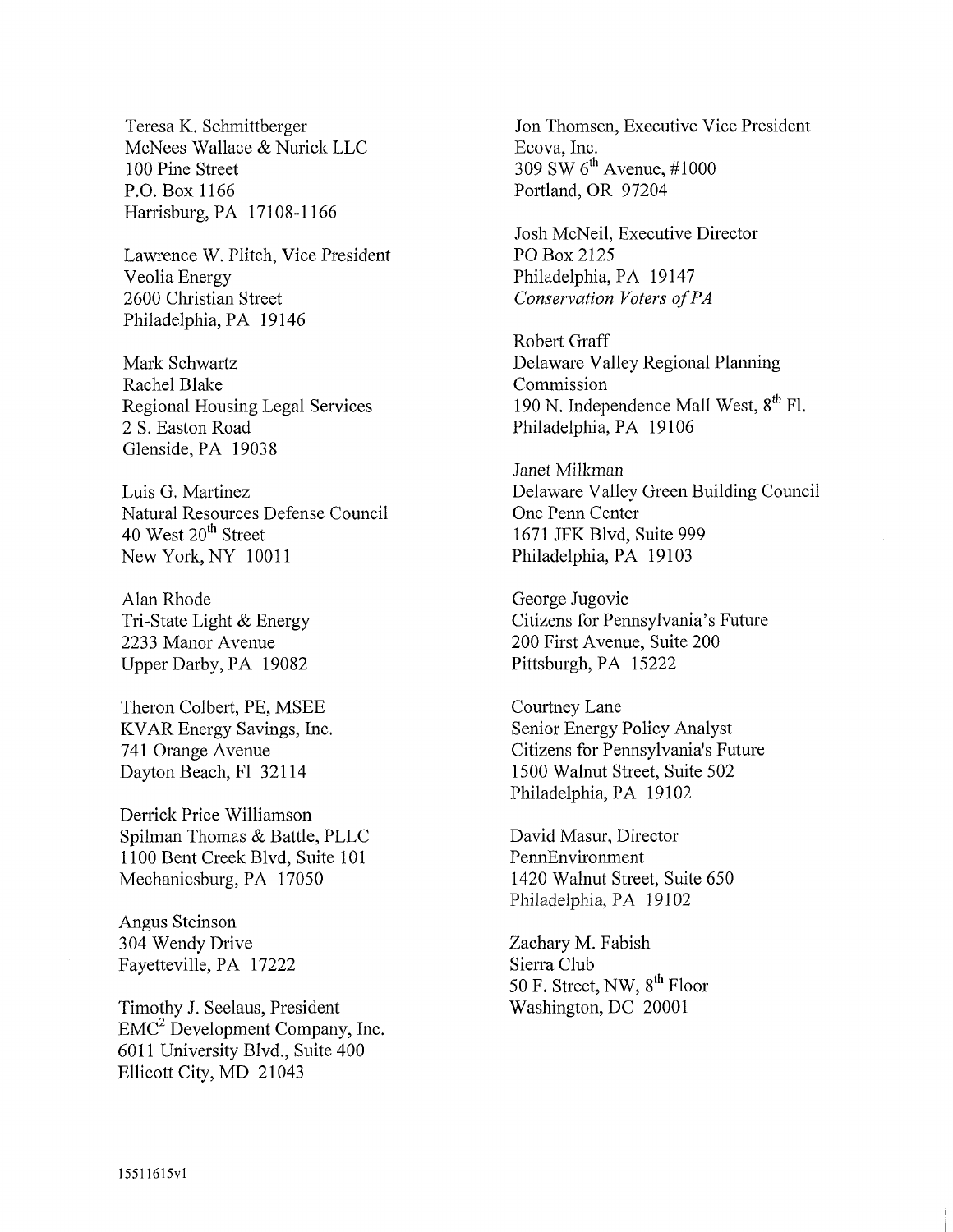Teresa K. Schmittberger
McNees Wallace & Nurick LLC
100 Pine Street
P.O. Box 1166
Harrisburg, PA 17108-1166

Lawrence W. Plitch, Vice President
Veolia Energy
2600 Christian Street
Philadelphia, PA 19146

Mark Schwartz
Rachel Blake
Regional Housing Legal Services
2 S. Easton Road
Glenside, PA 19038

Luis G. Martinez
Natural Resources Defense Council
40 West 20th Street
New York, NY 10011

Alan Rhode
Tri-State Light & Energy
2233 Manor Avenue
Upper Darby, PA 19082

Theron Colbert, PE, MSEE
KVAR Energy Savings, Inc.
741 Orange Avenue
Dayton Beach, Fl 32114

Derrick Price Williamson
Spilman Thomas & Battle, PLLC
1100 Bent Creek Blvd, Suite 101
Mechanicsburg, PA 17050

Angus Steinson
304 Wendy Drive
Fayetteville, PA 17222

Timothy J. Seelaus, President
EMC² Development Company, Inc.
6011 University Blvd., Suite 400
Ellicott City, MD 21043

Jon Thomsen, Executive Vice President
Ecova, Inc.
309 SW 6th Avenue, #1000
Portland, OR 97204

Josh McNeil, Executive Director
PO Box 2125
Philadelphia, PA 19147
*Conservation Voters of PA*

Robert Graff
Delaware Valley Regional Planning Commission
190 N. Independence Mall West, 8th Fl.
Philadelphia, PA 19106

Janet Milkman
Delaware Valley Green Building Council
One Penn Center
1671 JFK Blvd, Suite 999
Philadelphia, PA 19103

George Jugovic
Citizens for Pennsylvania's Future
200 First Avenue, Suite 200
Pittsburgh, PA 15222

Courtney Lane
Senior Energy Policy Analyst
Citizens for Pennsylvania's Future
1500 Walnut Street, Suite 502
Philadelphia, PA 19102

David Masur, Director
PennEnvironment
1420 Walnut Street, Suite 650
Philadelphia, PA 19102

Zachary M. Fabish
Sierra Club
50 F. Street, NW, 8th Floor
Washington, DC 20001

15511615v1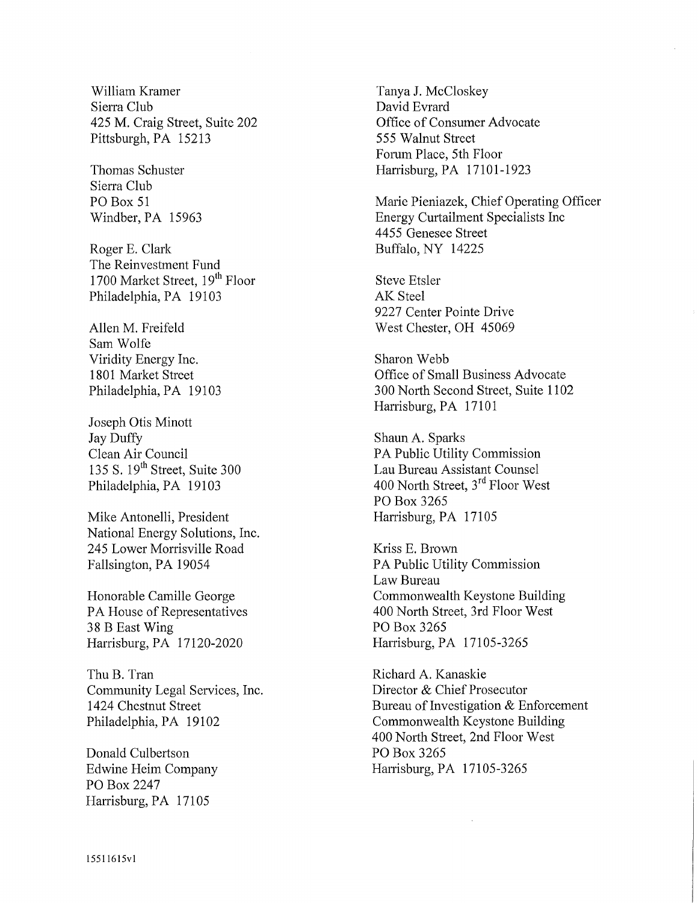William Kramer
Sierra Club
425 M. Craig Street, Suite 202
Pittsburgh, PA 15213

Thomas Schuster
Sierra Club
PO Box 51
Windber, PA 15963

Roger E. Clark
The Reinvestment Fund
1700 Market Street, 19th Floor
Philadelphia, PA 19103

Allen M. Freifeld
Sam Wolfe
Viridity Energy Inc.
1801 Market Street
Philadelphia, PA 19103

Joseph Otis Minott
Jay Duffy
Clean Air Council
135 S. 19th Street, Suite 300
Philadelphia, PA 19103

Mike Antonelli, President
National Energy Solutions, Inc.
245 Lower Morrisville Road
Fallsington, PA 19054

Honorable Camille George
PA House of Representatives
38 B East Wing
Harrisburg, PA 17120-2020

Thu B. Tran
Community Legal Services, Inc.
1424 Chestnut Street
Philadelphia, PA 19102

Donald Culbertson
Edwine Heim Company
PO Box 2247
Harrisburg, PA 17105

Tanya J. McCloskey
David Evrard
Office of Consumer Advocate
555 Walnut Street
Forum Place, 5th Floor
Harrisburg, PA 17101-1923

Marie Pieniazek, Chief Operating Officer
Energy Curtailment Specialists Inc
4455 Genesee Street
Buffalo, NY 14225

Steve Etsler
AK Steel
9227 Center Pointe Drive
West Chester, OH 45069

Sharon Webb
Office of Small Business Advocate
300 North Second Street, Suite 1102
Harrisburg, PA 17101

Shaun A. Sparks
PA Public Utility Commission
Lau Bureau Assistant Counsel
400 North Street, 3rd Floor West
PO Box 3265
Harrisburg, PA 17105

Kriss E. Brown
PA Public Utility Commission
Law Bureau
Commonwealth Keystone Building
400 North Street, 3rd Floor West
PO Box 3265
Harrisburg, PA 17105-3265

Richard A. Kanaskie
Director & Chief Prosecutor
Bureau of Investigation & Enforcement
Commonwealth Keystone Building
400 North Street, 2nd Floor West
PO Box 3265
Harrisburg, PA 17105-3265

15511615v1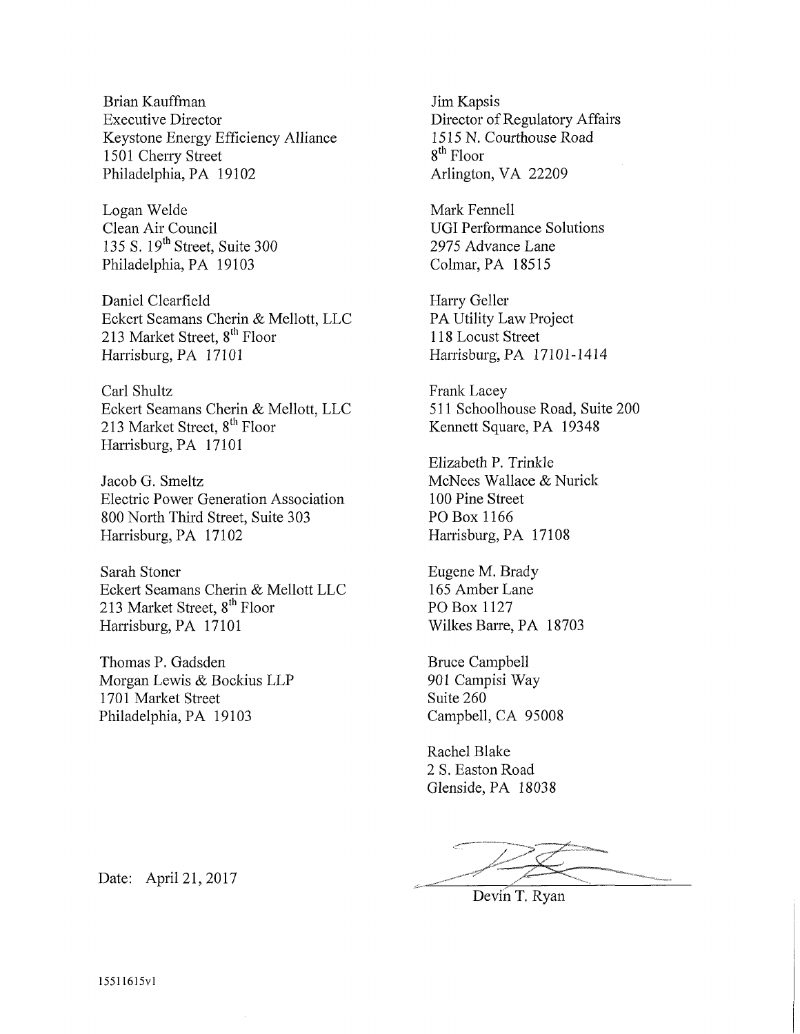Brian Kauffman
Executive Director
Keystone Energy Efficiency Alliance
1501 Cherry Street
Philadelphia, PA 19102

Logan Welde
Clean Air Council
135 S. 19th Street, Suite 300
Philadelphia, PA 19103

Daniel Clearfield
Eckert Seamans Cherin & Mellott, LLC
213 Market Street, 8th Floor
Harrisburg, PA 17101

Carl Shultz
Eckert Seamans Cherin & Mellott, LLC
213 Market Street, 8th Floor
Harrisburg, PA 17101

Jacob G. Smeltz
Electric Power Generation Association
800 North Third Street, Suite 303
Harrisburg, PA 17102

Sarah Stoner
Eckert Seamans Cherin & Mellott LLC
213 Market Street, 8th Floor
Harrisburg, PA 17101

Thomas P. Gadsden
Morgan Lewis & Bockius LLP
1701 Market Street
Philadelphia, PA 19103

Jim Kapsis
Director of Regulatory Affairs
1515 N. Courthouse Road
8th Floor
Arlington, VA 22209

Mark Fennell
UGI Performance Solutions
2975 Advance Lane
Colmar, PA 18515

Harry Geller
PA Utility Law Project
118 Locust Street
Harrisburg, PA 17101-1414

Frank Lacey
511 Schoolhouse Road, Suite 200
Kennett Square, PA 19348

Elizabeth P. Trinkle
McNees Wallace & Nurick
100 Pine Street
PO Box 1166
Harrisburg, PA 17108

Eugene M. Brady
165 Amber Lane
PO Box 1127
Wilkes Barre, PA 18703

Bruce Campbell
901 Campisi Way
Suite 260
Campbell, CA 95008

Rachel Blake
2 S. Easton Road
Glenside, PA 18038

Date: April 21, 2017

Devin T. Ryan

15511615v1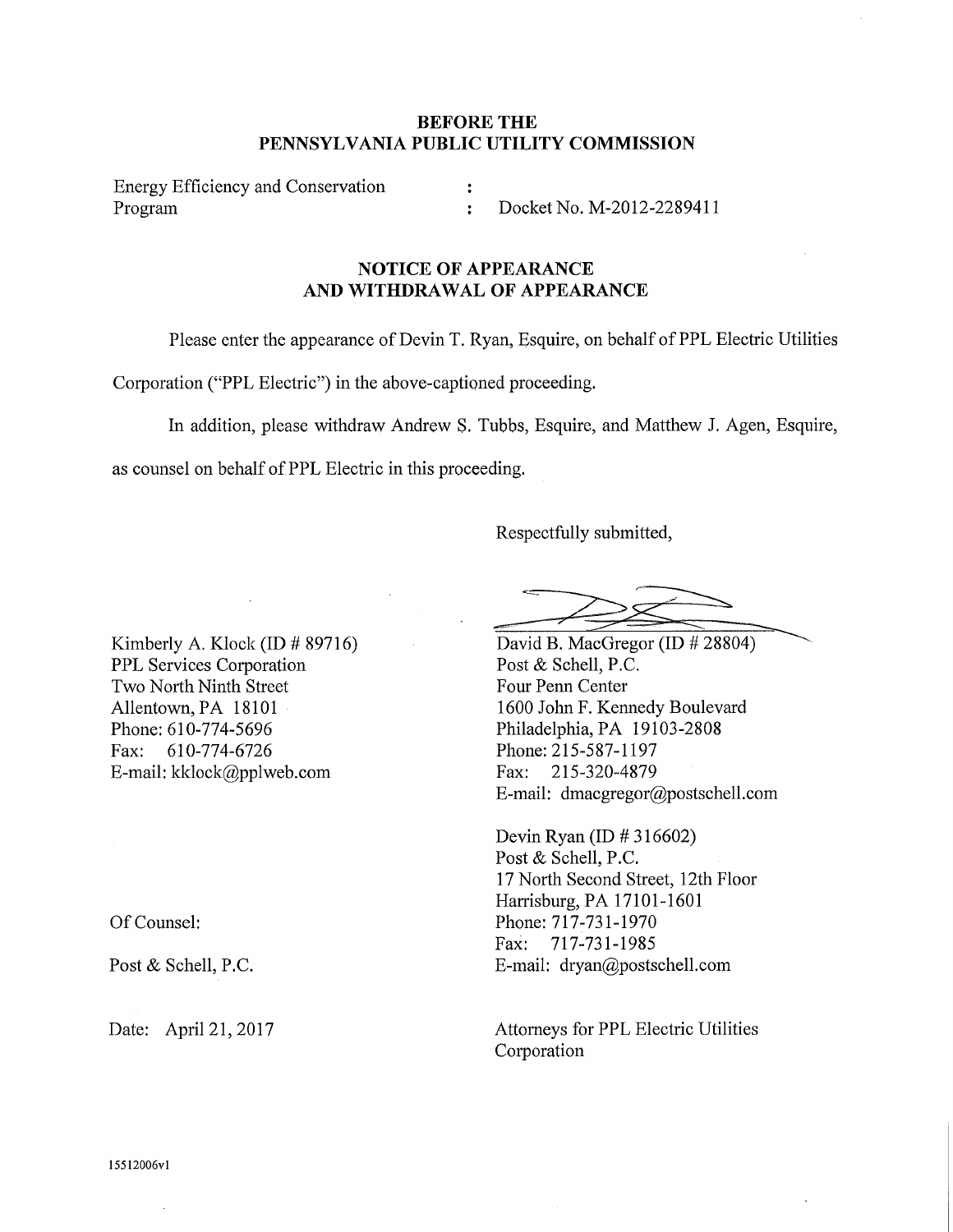**BEFORE THE**
**PENNSYLVANIA PUBLIC UTILITY COMMISSION**

Energy Efficiency and Conservation Program : Docket No. M-2012-2289411

**NOTICE OF APPEARANCE**
**AND WITHDRAWAL OF APPEARANCE**

Please enter the appearance of Devin T. Ryan, Esquire, on behalf of PPL Electric Utilities Corporation ("PPL Electric") in the above-captioned proceeding.

In addition, please withdraw Andrew S. Tubbs, Esquire, and Matthew J. Agen, Esquire, as counsel on behalf of PPL Electric in this proceeding.

Respectfully submitted,

Kimberly A. Klock (ID # 89716)
PPL Services Corporation
Two North Ninth Street
Allentown, PA 18101
Phone: 610-774-5696
Fax: 610-774-6726
E-mail: kklock@pplweb.com

David B. MacGregor (ID # 28804)
Post & Schell, P.C.
Four Penn Center
1600 John F. Kennedy Boulevard
Philadelphia, PA 19103-2808
Phone: 215-587-1197
Fax: 215-320-4879
E-mail: dmacgregor@postschell.com

Devin Ryan (ID # 316602)
Post & Schell, P.C.
17 North Second Street, 12th Floor
Harrisburg, PA 17101-1601
Phone: 717-731-1970
Fax: 717-731-1985
E-mail: dryan@postschell.com

Of Counsel:

Post & Schell, P.C.

Date: April 21, 2017

Attorneys for PPL Electric Utilities Corporation

15512006v1